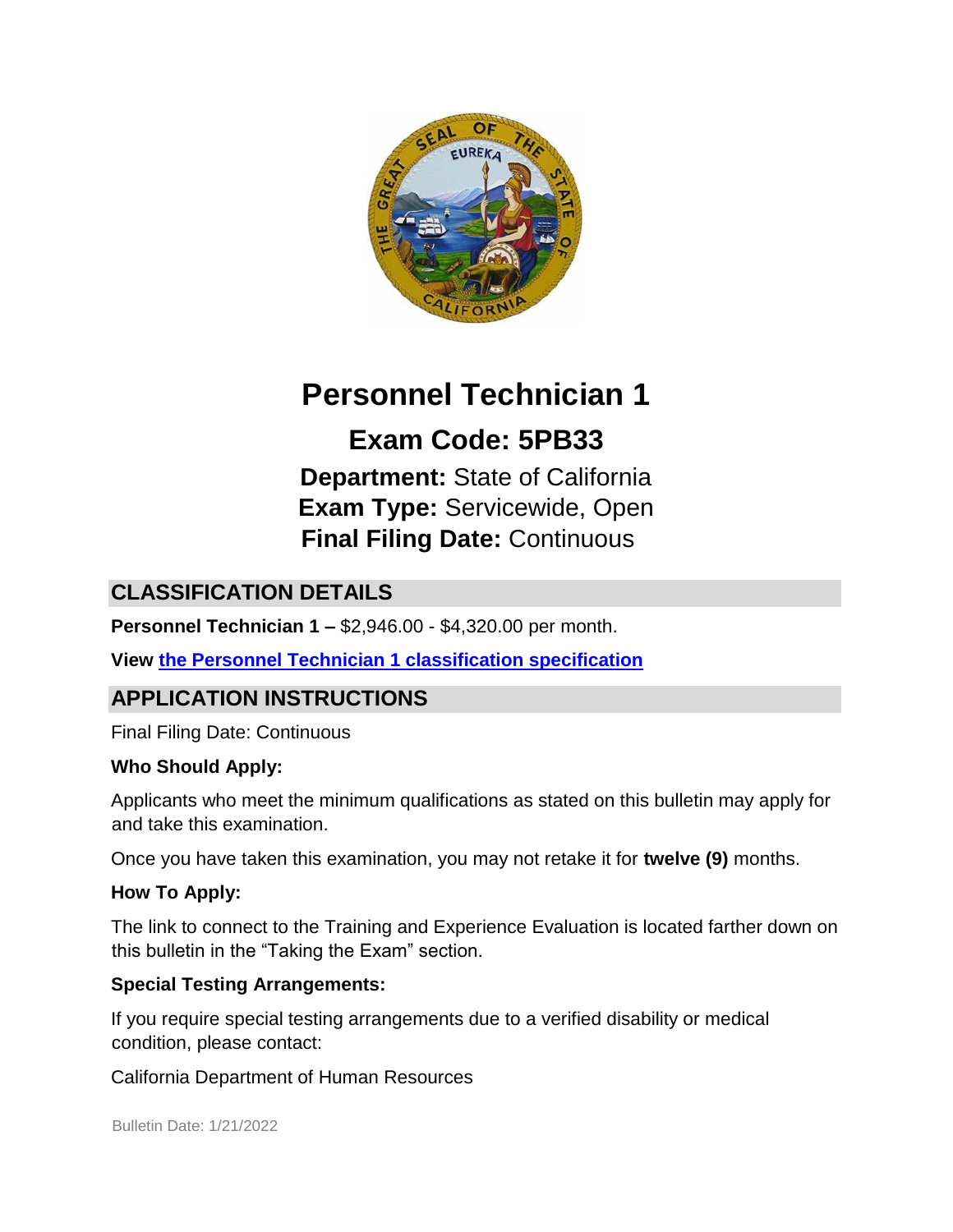# Personnel Technician 1

## Exam Code: 5PB33

**Department:** State of California
**Exam Type:** Servicewide, Open
**Final Filing Date:** Continuous

## CLASSIFICATION DETAILS

**Personnel Technician 1 –** $2,946.00 - $4,320.00 per month.

**View the Personnel Technician 1 classification specification**

## APPLICATION INSTRUCTIONS

Final Filing Date: Continuous

**Who Should Apply:**

Applicants who meet the minimum qualifications as stated on this bulletin may apply for and take this examination.

Once you have taken this examination, you may not retake it for **twelve (9)** months.

**How To Apply:**

The link to connect to the Training and Experience Evaluation is located farther down on this bulletin in the "Taking the Exam" section.

**Special Testing Arrangements:**

If you require special testing arrangements due to a verified disability or medical condition, please contact:

California Department of Human Resources

Bulletin Date: 1/21/2022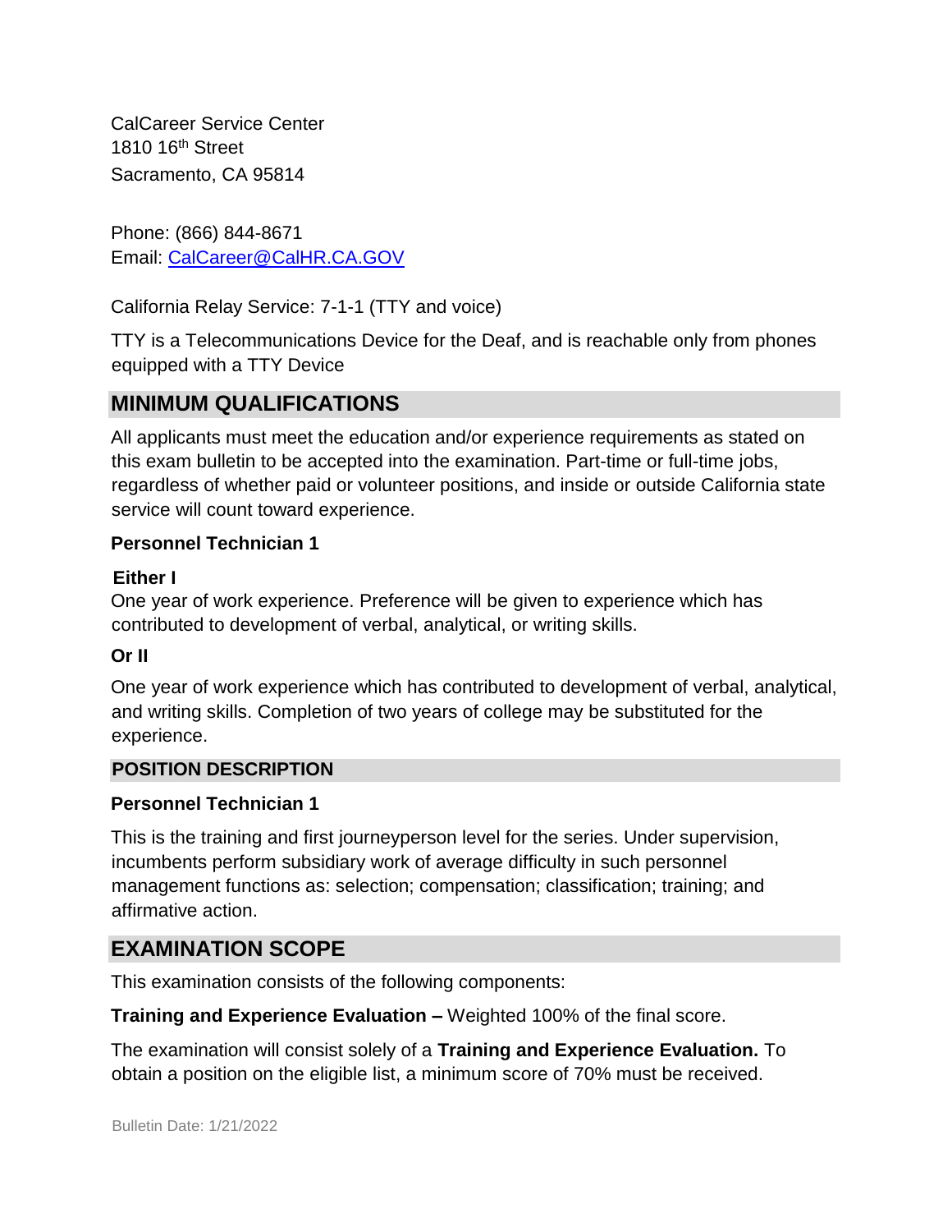CalCareer Service Center
1810 16th Street
Sacramento, CA 95814

Phone: (866) 844-8671
Email: CalCareer@CalHR.CA.GOV

California Relay Service: 7-1-1 (TTY and voice)

TTY is a Telecommunications Device for the Deaf, and is reachable only from phones equipped with a TTY Device

## MINIMUM QUALIFICATIONS

All applicants must meet the education and/or experience requirements as stated on this exam bulletin to be accepted into the examination. Part-time or full-time jobs, regardless of whether paid or volunteer positions, and inside or outside California state service will count toward experience.

**Personnel Technician 1**

**Either I**

One year of work experience. Preference will be given to experience which has contributed to development of verbal, analytical, or writing skills.

**Or II**

One year of work experience which has contributed to development of verbal, analytical, and writing skills. Completion of two years of college may be substituted for the experience.

### POSITION DESCRIPTION

**Personnel Technician 1**

This is the training and first journeyperson level for the series. Under supervision, incumbents perform subsidiary work of average difficulty in such personnel management functions as: selection; compensation; classification; training; and affirmative action.

## EXAMINATION SCOPE

This examination consists of the following components:

**Training and Experience Evaluation –** Weighted 100% of the final score.

The examination will consist solely of a **Training and Experience Evaluation.** To obtain a position on the eligible list, a minimum score of 70% must be received.

Bulletin Date: 1/21/2022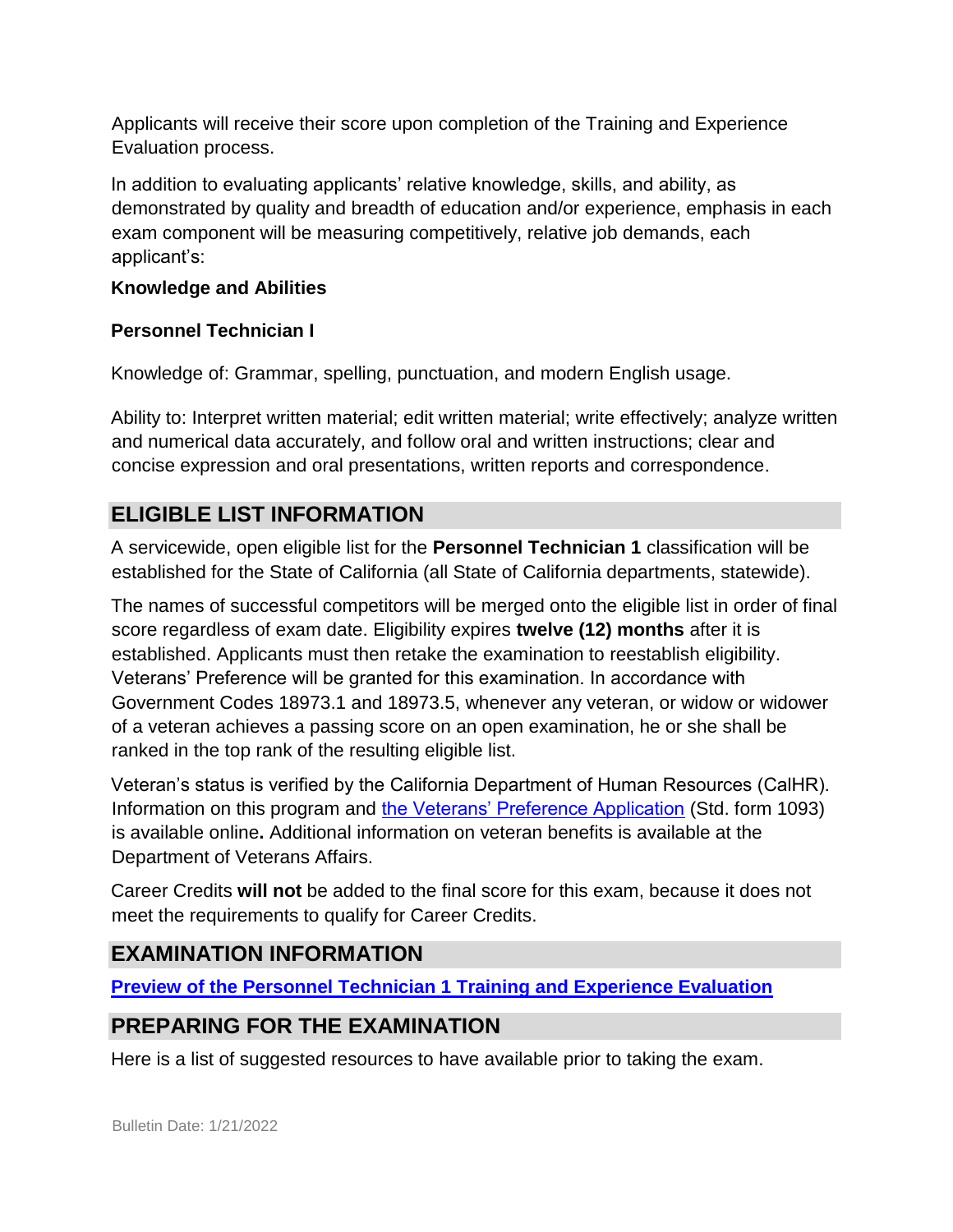Applicants will receive their score upon completion of the Training and Experience Evaluation process.

In addition to evaluating applicants' relative knowledge, skills, and ability, as demonstrated by quality and breadth of education and/or experience, emphasis in each exam component will be measuring competitively, relative job demands, each applicant's:

**Knowledge and Abilities**

**Personnel Technician I**

Knowledge of: Grammar, spelling, punctuation, and modern English usage.

Ability to: Interpret written material; edit written material; write effectively; analyze written and numerical data accurately, and follow oral and written instructions; clear and concise expression and oral presentations, written reports and correspondence.

## ELIGIBLE LIST INFORMATION

A servicewide, open eligible list for the **Personnel Technician 1** classification will be established for the State of California (all State of California departments, statewide).

The names of successful competitors will be merged onto the eligible list in order of final score regardless of exam date. Eligibility expires **twelve (12) months** after it is established. Applicants must then retake the examination to reestablish eligibility. Veterans' Preference will be granted for this examination. In accordance with Government Codes 18973.1 and 18973.5, whenever any veteran, or widow or widower of a veteran achieves a passing score on an open examination, he or she shall be ranked in the top rank of the resulting eligible list.

Veteran's status is verified by the California Department of Human Resources (CalHR). Information on this program and the Veterans' Preference Application (Std. form 1093) is available online**.** Additional information on veteran benefits is available at the Department of Veterans Affairs.

Career Credits **will not** be added to the final score for this exam, because it does not meet the requirements to qualify for Career Credits.

## EXAMINATION INFORMATION

**Preview of the Personnel Technician 1 Training and Experience Evaluation**

## PREPARING FOR THE EXAMINATION

Here is a list of suggested resources to have available prior to taking the exam.

Bulletin Date: 1/21/2022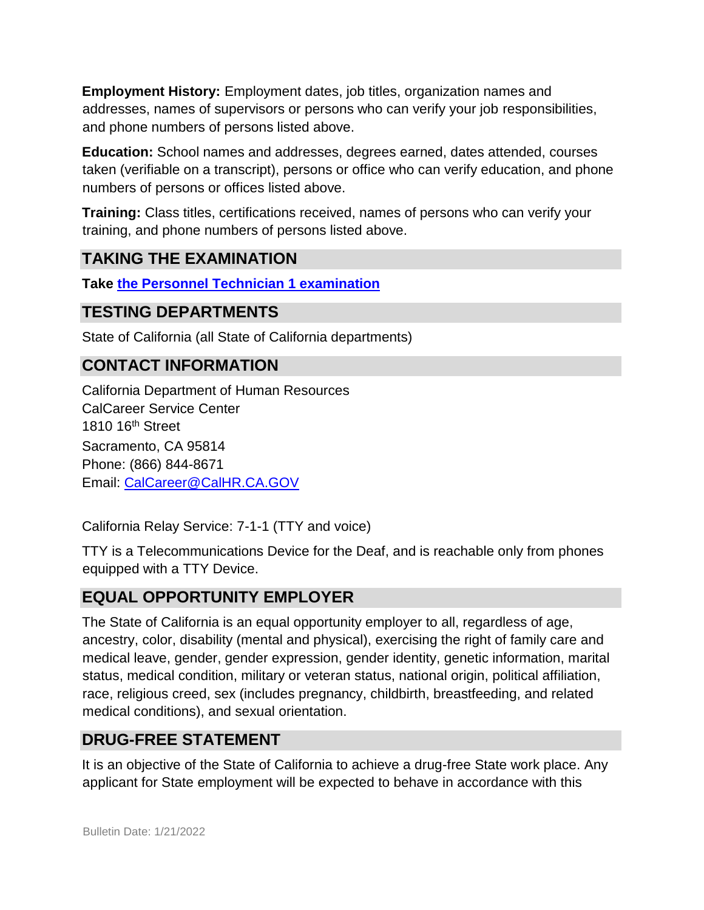**Employment History:** Employment dates, job titles, organization names and addresses, names of supervisors or persons who can verify your job responsibilities, and phone numbers of persons listed above.

**Education:** School names and addresses, degrees earned, dates attended, courses taken (verifiable on a transcript), persons or office who can verify education, and phone numbers of persons or offices listed above.

**Training:** Class titles, certifications received, names of persons who can verify your training, and phone numbers of persons listed above.

## TAKING THE EXAMINATION

**Take the Personnel Technician 1 examination**

## TESTING DEPARTMENTS

State of California (all State of California departments)

## CONTACT INFORMATION

California Department of Human Resources
CalCareer Service Center
1810 16th Street
Sacramento, CA 95814
Phone: (866) 844-8671
Email: CalCareer@CalHR.CA.GOV

California Relay Service: 7-1-1 (TTY and voice)

TTY is a Telecommunications Device for the Deaf, and is reachable only from phones equipped with a TTY Device.

## EQUAL OPPORTUNITY EMPLOYER

The State of California is an equal opportunity employer to all, regardless of age, ancestry, color, disability (mental and physical), exercising the right of family care and medical leave, gender, gender expression, gender identity, genetic information, marital status, medical condition, military or veteran status, national origin, political affiliation, race, religious creed, sex (includes pregnancy, childbirth, breastfeeding, and related medical conditions), and sexual orientation.

## DRUG-FREE STATEMENT

It is an objective of the State of California to achieve a drug-free State work place. Any applicant for State employment will be expected to behave in accordance with this

Bulletin Date: 1/21/2022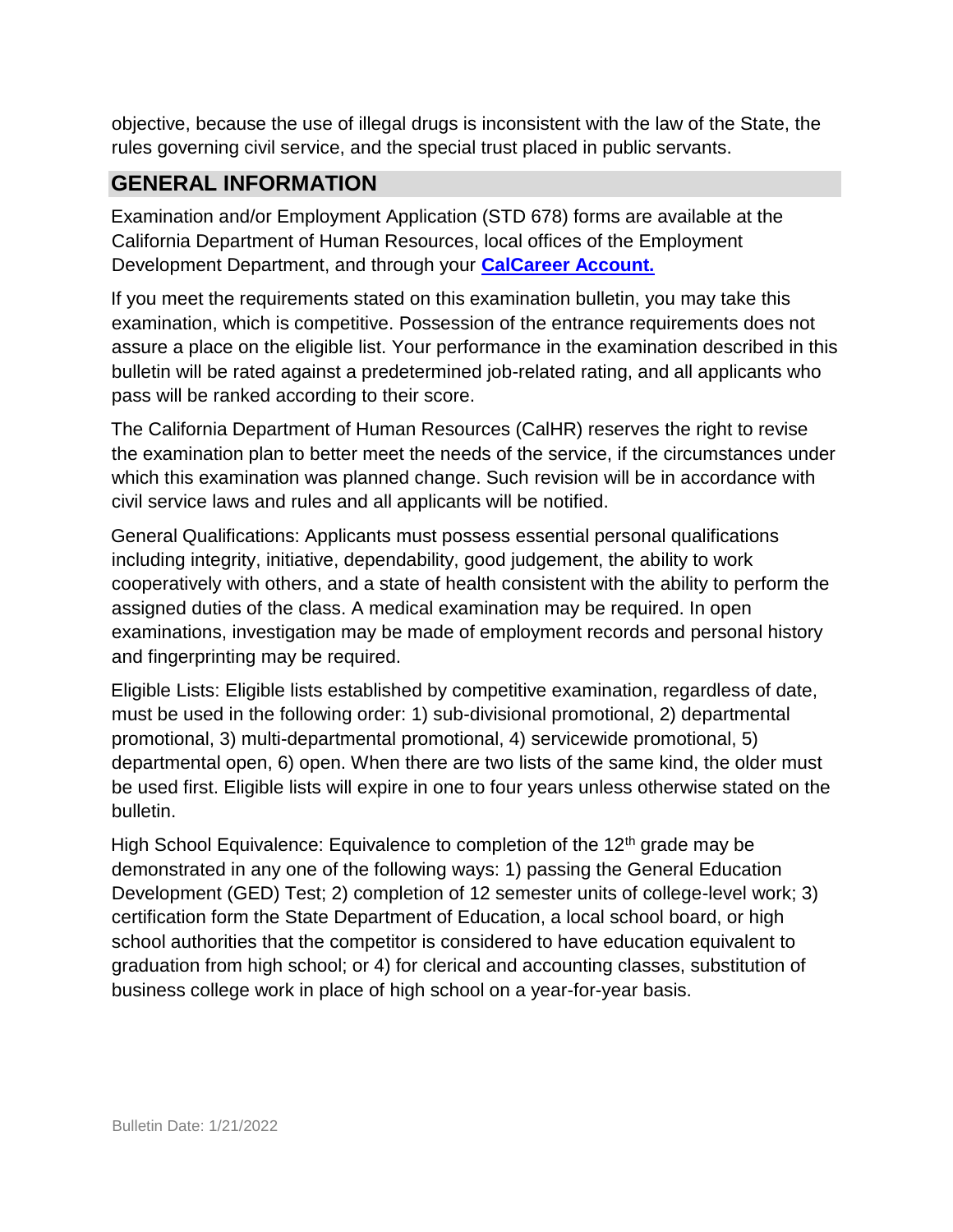objective, because the use of illegal drugs is inconsistent with the law of the State, the rules governing civil service, and the special trust placed in public servants.

## GENERAL INFORMATION

Examination and/or Employment Application (STD 678) forms are available at the California Department of Human Resources, local offices of the Employment Development Department, and through your **CalCareer Account.**

If you meet the requirements stated on this examination bulletin, you may take this examination, which is competitive. Possession of the entrance requirements does not assure a place on the eligible list. Your performance in the examination described in this bulletin will be rated against a predetermined job-related rating, and all applicants who pass will be ranked according to their score.

The California Department of Human Resources (CalHR) reserves the right to revise the examination plan to better meet the needs of the service, if the circumstances under which this examination was planned change. Such revision will be in accordance with civil service laws and rules and all applicants will be notified.

General Qualifications: Applicants must possess essential personal qualifications including integrity, initiative, dependability, good judgement, the ability to work cooperatively with others, and a state of health consistent with the ability to perform the assigned duties of the class. A medical examination may be required. In open examinations, investigation may be made of employment records and personal history and fingerprinting may be required.

Eligible Lists: Eligible lists established by competitive examination, regardless of date, must be used in the following order: 1) sub-divisional promotional, 2) departmental promotional, 3) multi-departmental promotional, 4) servicewide promotional, 5) departmental open, 6) open. When there are two lists of the same kind, the older must be used first. Eligible lists will expire in one to four years unless otherwise stated on the bulletin.

High School Equivalence: Equivalence to completion of the 12th grade may be demonstrated in any one of the following ways: 1) passing the General Education Development (GED) Test; 2) completion of 12 semester units of college-level work; 3) certification form the State Department of Education, a local school board, or high school authorities that the competitor is considered to have education equivalent to graduation from high school; or 4) for clerical and accounting classes, substitution of business college work in place of high school on a year-for-year basis.

Bulletin Date: 1/21/2022